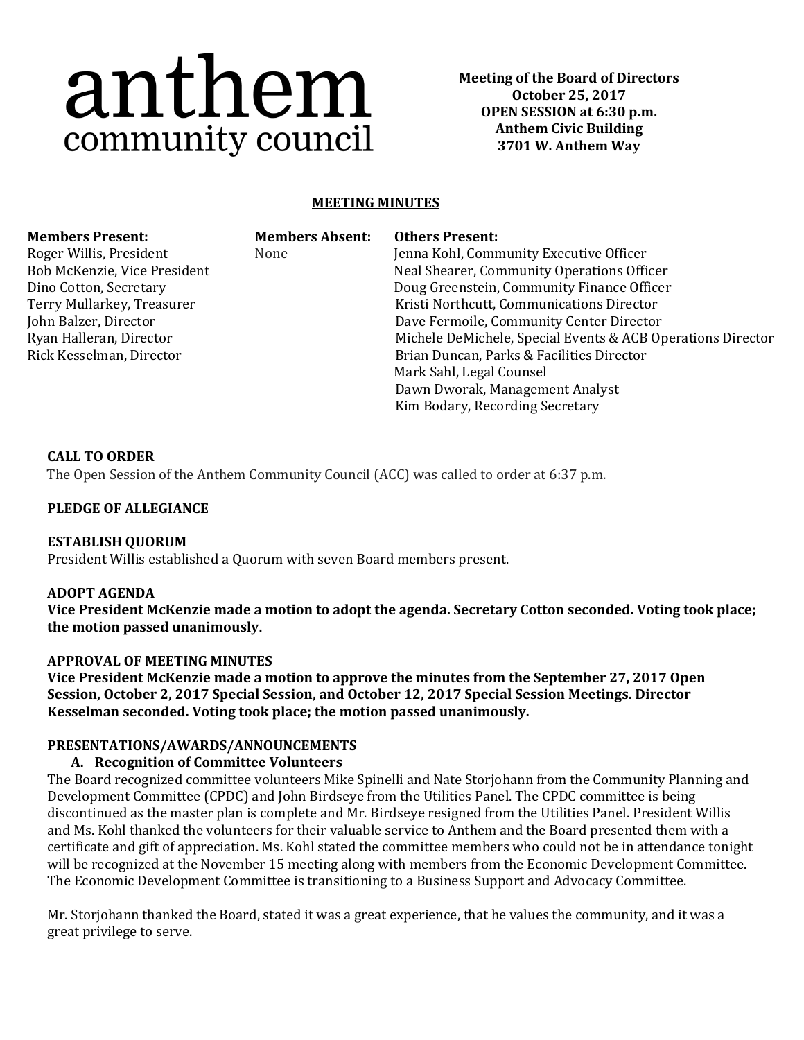# anthem
## community council

**Meeting of the Board of Directors**
**October 25, 2017**
**OPEN SESSION at 6:30 p.m.**
**Anthem Civic Building**
**3701 W. Anthem Way**

**MEETING MINUTES**

| Members Present: | Members Absent: | Others Present: |
|---|---|---|
| Roger Willis, President | None | Jenna Kohl, Community Executive Officer |
| Bob McKenzie, Vice President | | Neal Shearer, Community Operations Officer |
| Dino Cotton, Secretary | | Doug Greenstein, Community Finance Officer |
| Terry Mullarkey, Treasurer | | Kristi Northcutt, Communications Director |
| John Balzer, Director | | Dave Fermoile, Community Center Director |
| Ryan Halleran, Director | | Michele DeMichele, Special Events & ACB Operations Director |
| Rick Kesselman, Director | | Brian Duncan, Parks & Facilities Director |
| | | Mark Sahl, Legal Counsel |
| | | Dawn Dworak, Management Analyst |
| | | Kim Bodary, Recording Secretary |

**CALL TO ORDER**

The Open Session of the Anthem Community Council (ACC) was called to order at 6:37 p.m.

**PLEDGE OF ALLEGIANCE**

**ESTABLISH QUORUM**

President Willis established a Quorum with seven Board members present.

**ADOPT AGENDA**

**Vice President McKenzie made a motion to adopt the agenda. Secretary Cotton seconded. Voting took place; the motion passed unanimously.**

**APPROVAL OF MEETING MINUTES**

**Vice President McKenzie made a motion to approve the minutes from the September 27, 2017 Open Session, October 2, 2017 Special Session, and October 12, 2017 Special Session Meetings. Director Kesselman seconded. Voting took place; the motion passed unanimously.**

**PRESENTATIONS/AWARDS/ANNOUNCEMENTS**

**A. Recognition of Committee Volunteers**

The Board recognized committee volunteers Mike Spinelli and Nate Storjohann from the Community Planning and Development Committee (CPDC) and John Birdseye from the Utilities Panel. The CPDC committee is being discontinued as the master plan is complete and Mr. Birdseye resigned from the Utilities Panel. President Willis and Ms. Kohl thanked the volunteers for their valuable service to Anthem and the Board presented them with a certificate and gift of appreciation. Ms. Kohl stated the committee members who could not be in attendance tonight will be recognized at the November 15 meeting along with members from the Economic Development Committee. The Economic Development Committee is transitioning to a Business Support and Advocacy Committee.

Mr. Storjohann thanked the Board, stated it was a great experience, that he values the community, and it was a great privilege to serve.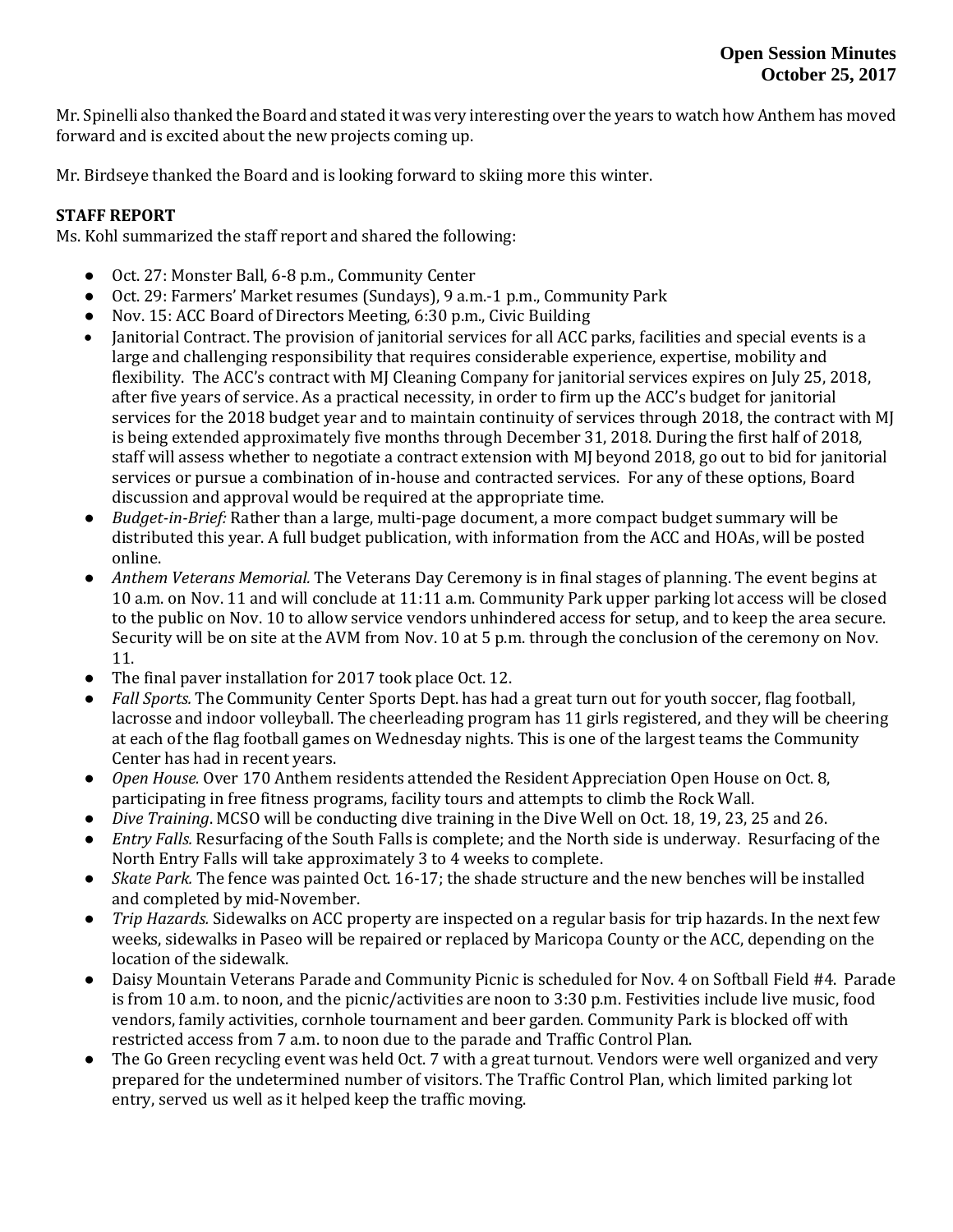Mr. Spinelli also thanked the Board and stated it was very interesting over the years to watch how Anthem has moved forward and is excited about the new projects coming up.

Mr. Birdseye thanked the Board and is looking forward to skiing more this winter.

**STAFF REPORT**

Ms. Kohl summarized the staff report and shared the following:

- Oct. 27: Monster Ball, 6-8 p.m., Community Center
- Oct. 29: Farmers' Market resumes (Sundays), 9 a.m.-1 p.m., Community Park
- Nov. 15: ACC Board of Directors Meeting, 6:30 p.m., Civic Building
- Janitorial Contract. The provision of janitorial services for all ACC parks, facilities and special events is a large and challenging responsibility that requires considerable experience, expertise, mobility and flexibility. The ACC's contract with MJ Cleaning Company for janitorial services expires on July 25, 2018, after five years of service. As a practical necessity, in order to firm up the ACC's budget for janitorial services for the 2018 budget year and to maintain continuity of services through 2018, the contract with MJ is being extended approximately five months through December 31, 2018. During the first half of 2018, staff will assess whether to negotiate a contract extension with MJ beyond 2018, go out to bid for janitorial services or pursue a combination of in-house and contracted services. For any of these options, Board discussion and approval would be required at the appropriate time.
- *Budget-in-Brief:* Rather than a large, multi-page document, a more compact budget summary will be distributed this year. A full budget publication, with information from the ACC and HOAs, will be posted online.
- *Anthem Veterans Memorial.* The Veterans Day Ceremony is in final stages of planning. The event begins at 10 a.m. on Nov. 11 and will conclude at 11:11 a.m. Community Park upper parking lot access will be closed to the public on Nov. 10 to allow service vendors unhindered access for setup, and to keep the area secure. Security will be on site at the AVM from Nov. 10 at 5 p.m. through the conclusion of the ceremony on Nov. 11.
- The final paver installation for 2017 took place Oct. 12.
- *Fall Sports.* The Community Center Sports Dept. has had a great turn out for youth soccer, flag football, lacrosse and indoor volleyball. The cheerleading program has 11 girls registered, and they will be cheering at each of the flag football games on Wednesday nights. This is one of the largest teams the Community Center has had in recent years.
- *Open House.* Over 170 Anthem residents attended the Resident Appreciation Open House on Oct. 8, participating in free fitness programs, facility tours and attempts to climb the Rock Wall.
- *Dive Training*. MCSO will be conducting dive training in the Dive Well on Oct. 18, 19, 23, 25 and 26.
- *Entry Falls.* Resurfacing of the South Falls is complete; and the North side is underway. Resurfacing of the North Entry Falls will take approximately 3 to 4 weeks to complete.
- *Skate Park.* The fence was painted Oct. 16-17; the shade structure and the new benches will be installed and completed by mid-November.
- *Trip Hazards.* Sidewalks on ACC property are inspected on a regular basis for trip hazards. In the next few weeks, sidewalks in Paseo will be repaired or replaced by Maricopa County or the ACC, depending on the location of the sidewalk.
- Daisy Mountain Veterans Parade and Community Picnic is scheduled for Nov. 4 on Softball Field #4. Parade is from 10 a.m. to noon, and the picnic/activities are noon to 3:30 p.m. Festivities include live music, food vendors, family activities, cornhole tournament and beer garden. Community Park is blocked off with restricted access from 7 a.m. to noon due to the parade and Traffic Control Plan.
- The Go Green recycling event was held Oct. 7 with a great turnout. Vendors were well organized and very prepared for the undetermined number of visitors. The Traffic Control Plan, which limited parking lot entry, served us well as it helped keep the traffic moving.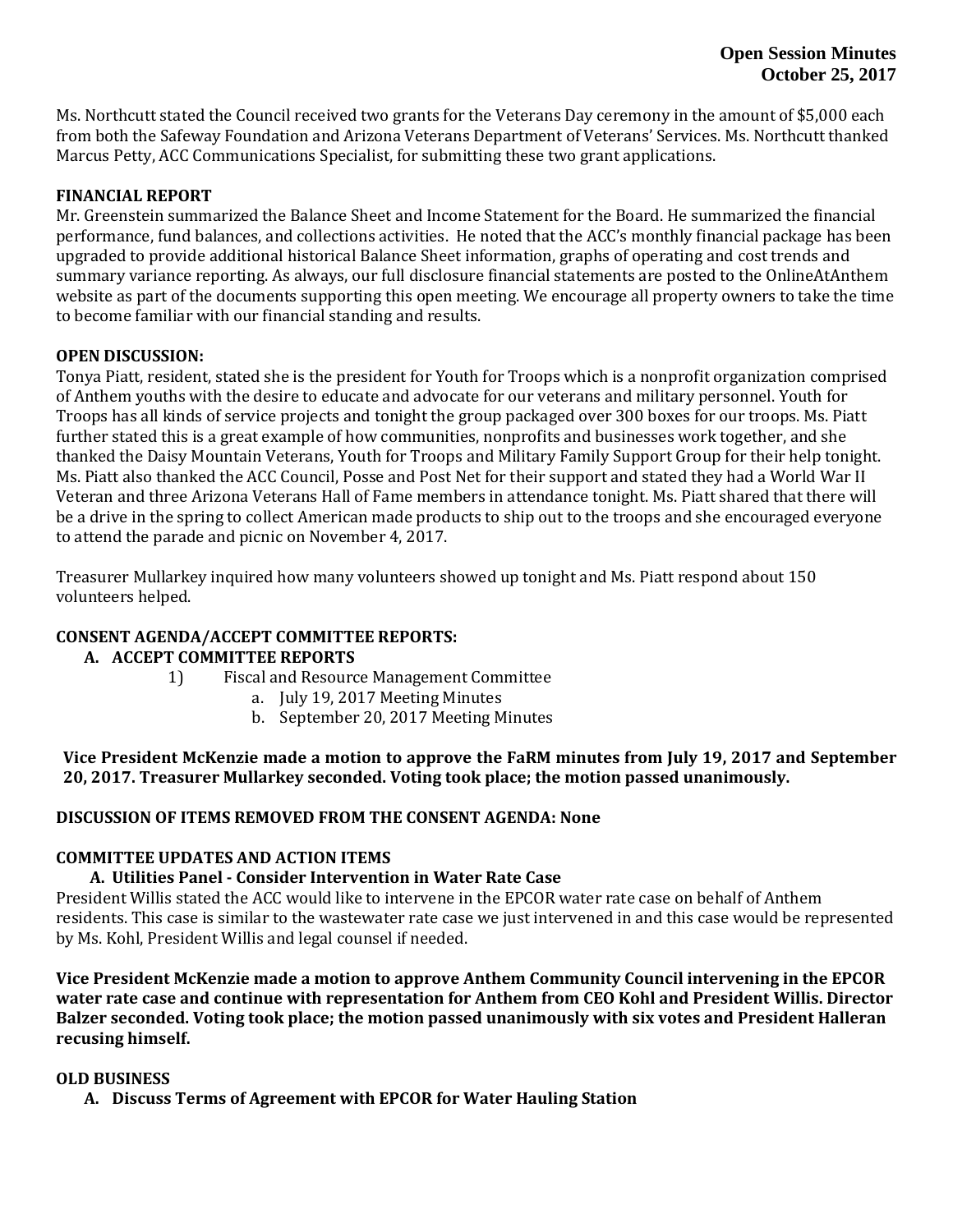Ms. Northcutt stated the Council received two grants for the Veterans Day ceremony in the amount of $5,000 each from both the Safeway Foundation and Arizona Veterans Department of Veterans' Services. Ms. Northcutt thanked Marcus Petty, ACC Communications Specialist, for submitting these two grant applications.

**FINANCIAL REPORT**

Mr. Greenstein summarized the Balance Sheet and Income Statement for the Board. He summarized the financial performance, fund balances, and collections activities. He noted that the ACC's monthly financial package has been upgraded to provide additional historical Balance Sheet information, graphs of operating and cost trends and summary variance reporting. As always, our full disclosure financial statements are posted to the OnlineAtAnthem website as part of the documents supporting this open meeting. We encourage all property owners to take the time to become familiar with our financial standing and results.

**OPEN DISCUSSION:**

Tonya Piatt, resident, stated she is the president for Youth for Troops which is a nonprofit organization comprised of Anthem youths with the desire to educate and advocate for our veterans and military personnel. Youth for Troops has all kinds of service projects and tonight the group packaged over 300 boxes for our troops. Ms. Piatt further stated this is a great example of how communities, nonprofits and businesses work together, and she thanked the Daisy Mountain Veterans, Youth for Troops and Military Family Support Group for their help tonight. Ms. Piatt also thanked the ACC Council, Posse and Post Net for their support and stated they had a World War II Veteran and three Arizona Veterans Hall of Fame members in attendance tonight. Ms. Piatt shared that there will be a drive in the spring to collect American made products to ship out to the troops and she encouraged everyone to attend the parade and picnic on November 4, 2017.

Treasurer Mullarkey inquired how many volunteers showed up tonight and Ms. Piatt respond about 150 volunteers helped.

**CONSENT AGENDA/ACCEPT COMMITTEE REPORTS:**

**A. ACCEPT COMMITTEE REPORTS**

1) Fiscal and Resource Management Committee
   a. July 19, 2017 Meeting Minutes
   b. September 20, 2017 Meeting Minutes

**Vice President McKenzie made a motion to approve the FaRM minutes from July 19, 2017 and September 20, 2017. Treasurer Mullarkey seconded. Voting took place; the motion passed unanimously.**

**DISCUSSION OF ITEMS REMOVED FROM THE CONSENT AGENDA: None**

**COMMITTEE UPDATES AND ACTION ITEMS**

**A. Utilities Panel - Consider Intervention in Water Rate Case**

President Willis stated the ACC would like to intervene in the EPCOR water rate case on behalf of Anthem residents. This case is similar to the wastewater rate case we just intervened in and this case would be represented by Ms. Kohl, President Willis and legal counsel if needed.

**Vice President McKenzie made a motion to approve Anthem Community Council intervening in the EPCOR water rate case and continue with representation for Anthem from CEO Kohl and President Willis. Director Balzer seconded. Voting took place; the motion passed unanimously with six votes and President Halleran recusing himself.**

**OLD BUSINESS**

**A. Discuss Terms of Agreement with EPCOR for Water Hauling Station**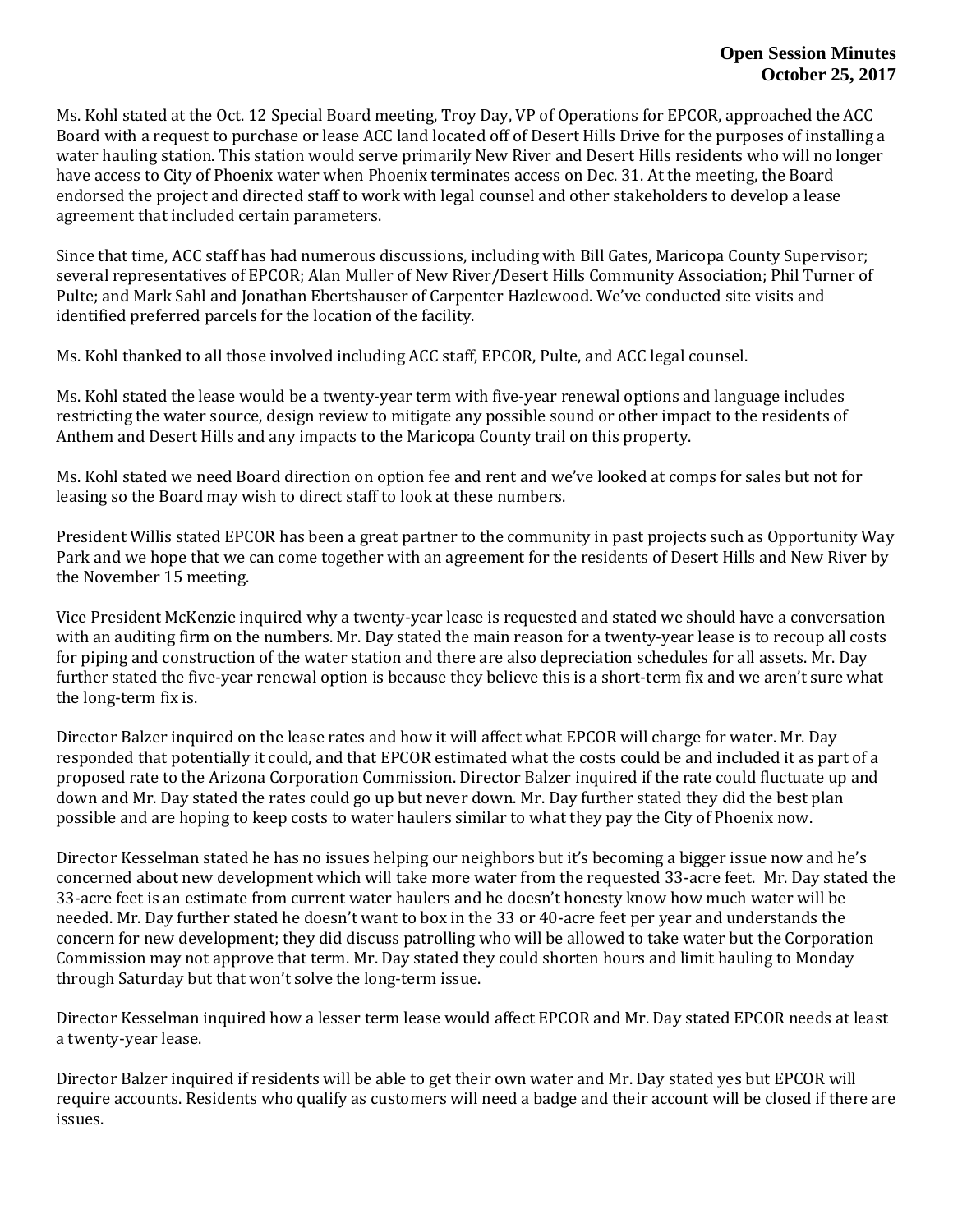Ms. Kohl stated at the Oct. 12 Special Board meeting, Troy Day, VP of Operations for EPCOR, approached the ACC Board with a request to purchase or lease ACC land located off of Desert Hills Drive for the purposes of installing a water hauling station. This station would serve primarily New River and Desert Hills residents who will no longer have access to City of Phoenix water when Phoenix terminates access on Dec. 31. At the meeting, the Board endorsed the project and directed staff to work with legal counsel and other stakeholders to develop a lease agreement that included certain parameters.

Since that time, ACC staff has had numerous discussions, including with Bill Gates, Maricopa County Supervisor; several representatives of EPCOR; Alan Muller of New River/Desert Hills Community Association; Phil Turner of Pulte; and Mark Sahl and Jonathan Ebertshauser of Carpenter Hazlewood. We've conducted site visits and identified preferred parcels for the location of the facility.

Ms. Kohl thanked to all those involved including ACC staff, EPCOR, Pulte, and ACC legal counsel.

Ms. Kohl stated the lease would be a twenty-year term with five-year renewal options and language includes restricting the water source, design review to mitigate any possible sound or other impact to the residents of Anthem and Desert Hills and any impacts to the Maricopa County trail on this property.

Ms. Kohl stated we need Board direction on option fee and rent and we've looked at comps for sales but not for leasing so the Board may wish to direct staff to look at these numbers.

President Willis stated EPCOR has been a great partner to the community in past projects such as Opportunity Way Park and we hope that we can come together with an agreement for the residents of Desert Hills and New River by the November 15 meeting.

Vice President McKenzie inquired why a twenty-year lease is requested and stated we should have a conversation with an auditing firm on the numbers. Mr. Day stated the main reason for a twenty-year lease is to recoup all costs for piping and construction of the water station and there are also depreciation schedules for all assets. Mr. Day further stated the five-year renewal option is because they believe this is a short-term fix and we aren't sure what the long-term fix is.

Director Balzer inquired on the lease rates and how it will affect what EPCOR will charge for water. Mr. Day responded that potentially it could, and that EPCOR estimated what the costs could be and included it as part of a proposed rate to the Arizona Corporation Commission. Director Balzer inquired if the rate could fluctuate up and down and Mr. Day stated the rates could go up but never down. Mr. Day further stated they did the best plan possible and are hoping to keep costs to water haulers similar to what they pay the City of Phoenix now.

Director Kesselman stated he has no issues helping our neighbors but it's becoming a bigger issue now and he's concerned about new development which will take more water from the requested 33-acre feet. Mr. Day stated the 33-acre feet is an estimate from current water haulers and he doesn't honesty know how much water will be needed. Mr. Day further stated he doesn't want to box in the 33 or 40-acre feet per year and understands the concern for new development; they did discuss patrolling who will be allowed to take water but the Corporation Commission may not approve that term. Mr. Day stated they could shorten hours and limit hauling to Monday through Saturday but that won't solve the long-term issue.

Director Kesselman inquired how a lesser term lease would affect EPCOR and Mr. Day stated EPCOR needs at least a twenty-year lease.

Director Balzer inquired if residents will be able to get their own water and Mr. Day stated yes but EPCOR will require accounts. Residents who qualify as customers will need a badge and their account will be closed if there are issues.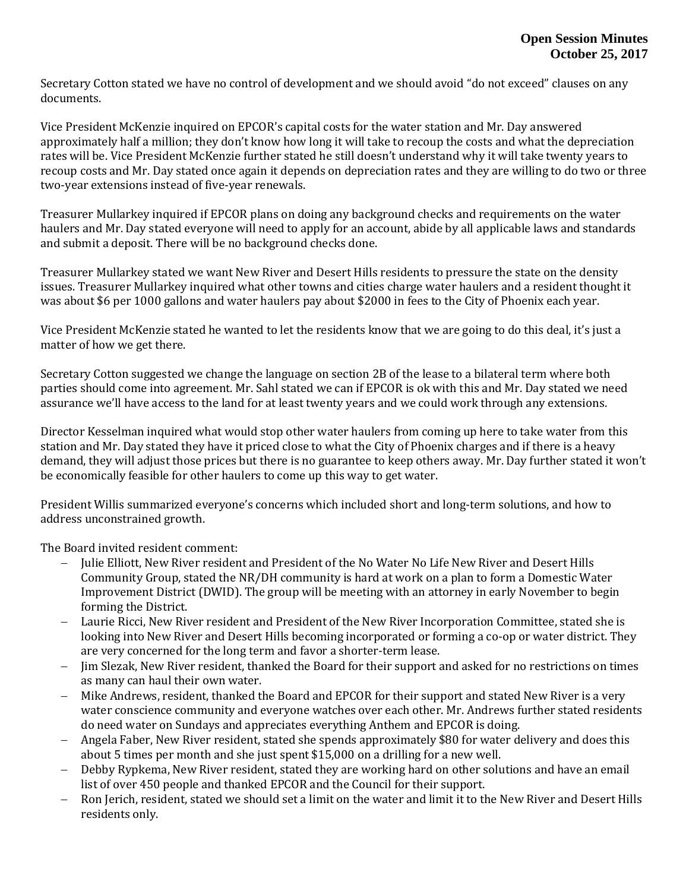Secretary Cotton stated we have no control of development and we should avoid "do not exceed" clauses on any documents.

Vice President McKenzie inquired on EPCOR's capital costs for the water station and Mr. Day answered approximately half a million; they don't know how long it will take to recoup the costs and what the depreciation rates will be. Vice President McKenzie further stated he still doesn't understand why it will take twenty years to recoup costs and Mr. Day stated once again it depends on depreciation rates and they are willing to do two or three two-year extensions instead of five-year renewals.

Treasurer Mullarkey inquired if EPCOR plans on doing any background checks and requirements on the water haulers and Mr. Day stated everyone will need to apply for an account, abide by all applicable laws and standards and submit a deposit. There will be no background checks done.

Treasurer Mullarkey stated we want New River and Desert Hills residents to pressure the state on the density issues. Treasurer Mullarkey inquired what other towns and cities charge water haulers and a resident thought it was about $6 per 1000 gallons and water haulers pay about $2000 in fees to the City of Phoenix each year.

Vice President McKenzie stated he wanted to let the residents know that we are going to do this deal, it's just a matter of how we get there.

Secretary Cotton suggested we change the language on section 2B of the lease to a bilateral term where both parties should come into agreement. Mr. Sahl stated we can if EPCOR is ok with this and Mr. Day stated we need assurance we'll have access to the land for at least twenty years and we could work through any extensions.

Director Kesselman inquired what would stop other water haulers from coming up here to take water from this station and Mr. Day stated they have it priced close to what the City of Phoenix charges and if there is a heavy demand, they will adjust those prices but there is no guarantee to keep others away. Mr. Day further stated it won't be economically feasible for other haulers to come up this way to get water.

President Willis summarized everyone's concerns which included short and long-term solutions, and how to address unconstrained growth.

The Board invited resident comment:

- Julie Elliott, New River resident and President of the No Water No Life New River and Desert Hills Community Group, stated the NR/DH community is hard at work on a plan to form a Domestic Water Improvement District (DWID). The group will be meeting with an attorney in early November to begin forming the District.
- Laurie Ricci, New River resident and President of the New River Incorporation Committee, stated she is looking into New River and Desert Hills becoming incorporated or forming a co-op or water district. They are very concerned for the long term and favor a shorter-term lease.
- Jim Slezak, New River resident, thanked the Board for their support and asked for no restrictions on times as many can haul their own water.
- Mike Andrews, resident, thanked the Board and EPCOR for their support and stated New River is a very water conscience community and everyone watches over each other. Mr. Andrews further stated residents do need water on Sundays and appreciates everything Anthem and EPCOR is doing.
- Angela Faber, New River resident, stated she spends approximately $80 for water delivery and does this about 5 times per month and she just spent $15,000 on a drilling for a new well.
- Debby Rypkema, New River resident, stated they are working hard on other solutions and have an email list of over 450 people and thanked EPCOR and the Council for their support.
- Ron Jerich, resident, stated we should set a limit on the water and limit it to the New River and Desert Hills residents only.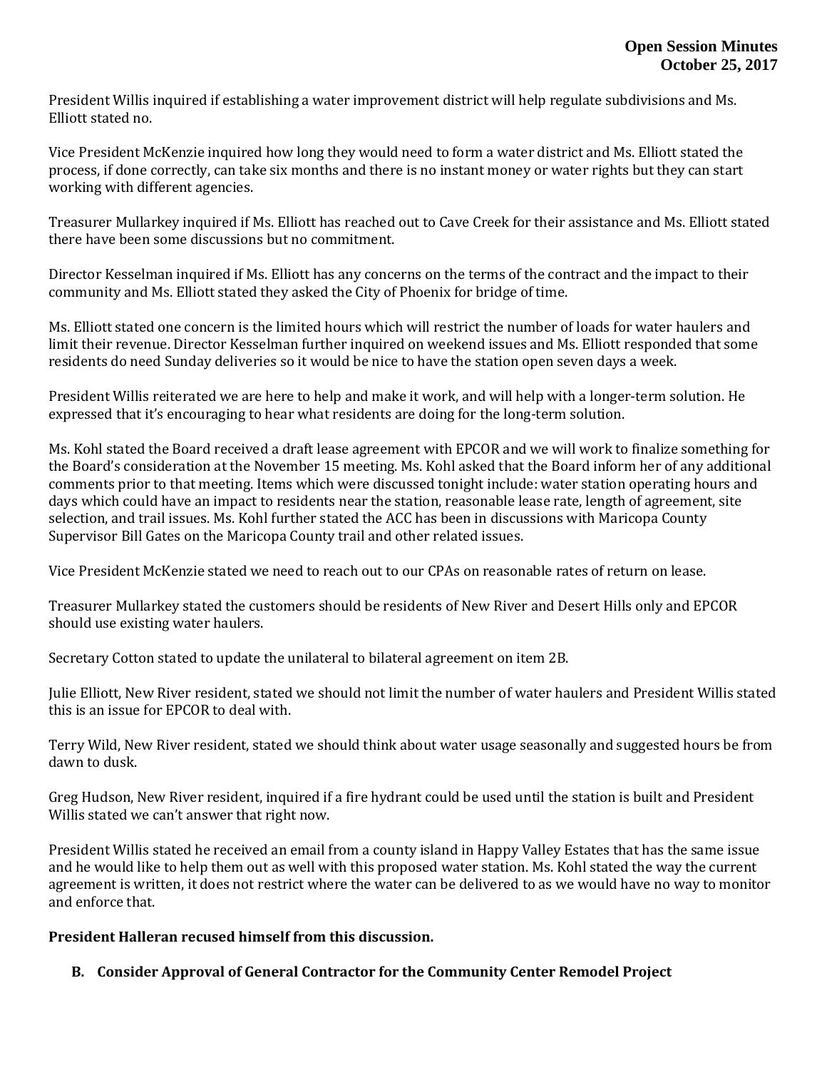President Willis inquired if establishing a water improvement district will help regulate subdivisions and Ms. Elliott stated no.

Vice President McKenzie inquired how long they would need to form a water district and Ms. Elliott stated the process, if done correctly, can take six months and there is no instant money or water rights but they can start working with different agencies.

Treasurer Mullarkey inquired if Ms. Elliott has reached out to Cave Creek for their assistance and Ms. Elliott stated there have been some discussions but no commitment.

Director Kesselman inquired if Ms. Elliott has any concerns on the terms of the contract and the impact to their community and Ms. Elliott stated they asked the City of Phoenix for bridge of time.

Ms. Elliott stated one concern is the limited hours which will restrict the number of loads for water haulers and limit their revenue. Director Kesselman further inquired on weekend issues and Ms. Elliott responded that some residents do need Sunday deliveries so it would be nice to have the station open seven days a week.

President Willis reiterated we are here to help and make it work, and will help with a longer-term solution. He expressed that it's encouraging to hear what residents are doing for the long-term solution.

Ms. Kohl stated the Board received a draft lease agreement with EPCOR and we will work to finalize something for the Board's consideration at the November 15 meeting. Ms. Kohl asked that the Board inform her of any additional comments prior to that meeting. Items which were discussed tonight include: water station operating hours and days which could have an impact to residents near the station, reasonable lease rate, length of agreement, site selection, and trail issues. Ms. Kohl further stated the ACC has been in discussions with Maricopa County Supervisor Bill Gates on the Maricopa County trail and other related issues.

Vice President McKenzie stated we need to reach out to our CPAs on reasonable rates of return on lease.

Treasurer Mullarkey stated the customers should be residents of New River and Desert Hills only and EPCOR should use existing water haulers.

Secretary Cotton stated to update the unilateral to bilateral agreement on item 2B.

Julie Elliott, New River resident, stated we should not limit the number of water haulers and President Willis stated this is an issue for EPCOR to deal with.

Terry Wild, New River resident, stated we should think about water usage seasonally and suggested hours be from dawn to dusk.

Greg Hudson, New River resident, inquired if a fire hydrant could be used until the station is built and President Willis stated we can't answer that right now.

President Willis stated he received an email from a county island in Happy Valley Estates that has the same issue and he would like to help them out as well with this proposed water station. Ms. Kohl stated the way the current agreement is written, it does not restrict where the water can be delivered to as we would have no way to monitor and enforce that.

**President Halleran recused himself from this discussion.**

**B. Consider Approval of General Contractor for the Community Center Remodel Project**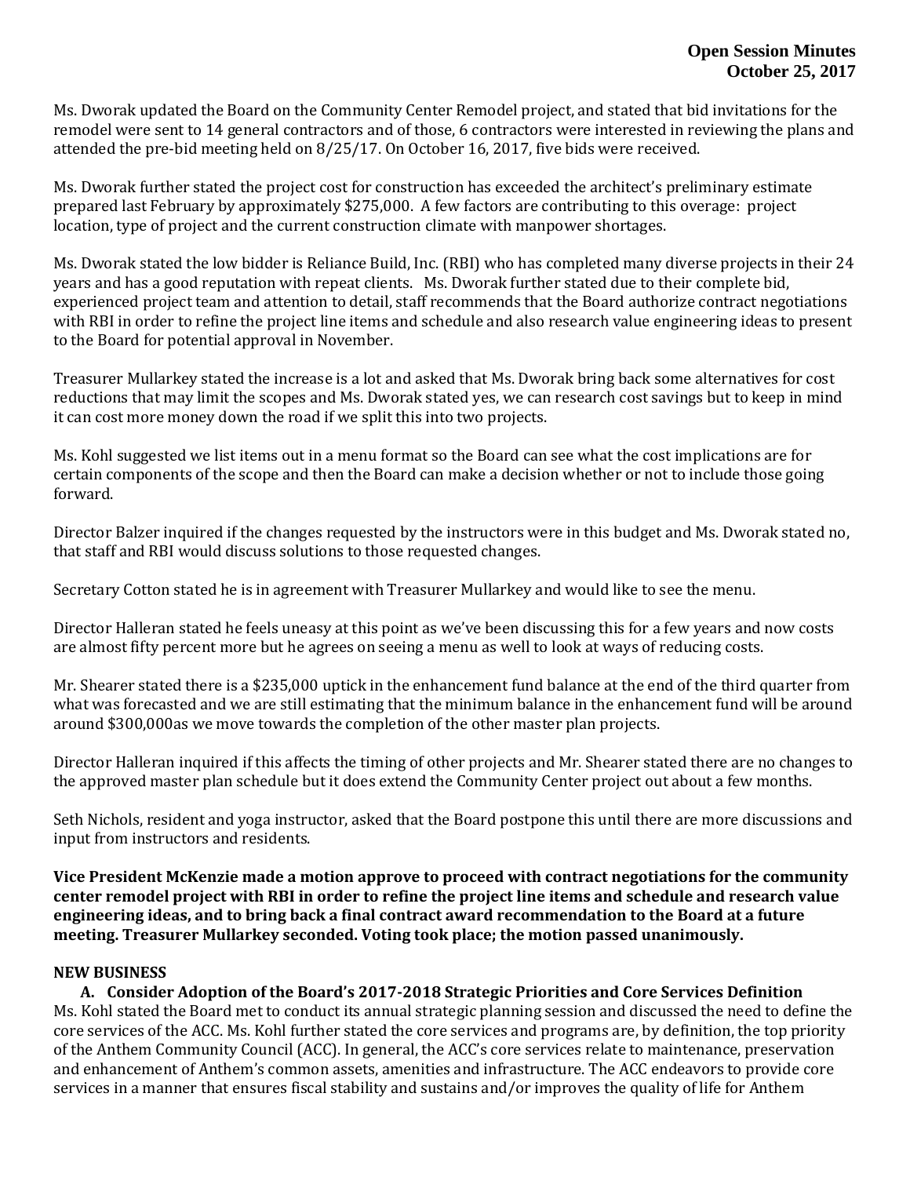Ms. Dworak updated the Board on the Community Center Remodel project, and stated that bid invitations for the remodel were sent to 14 general contractors and of those, 6 contractors were interested in reviewing the plans and attended the pre-bid meeting held on 8/25/17. On October 16, 2017, five bids were received.

Ms. Dworak further stated the project cost for construction has exceeded the architect's preliminary estimate prepared last February by approximately $275,000. A few factors are contributing to this overage: project location, type of project and the current construction climate with manpower shortages.

Ms. Dworak stated the low bidder is Reliance Build, Inc. (RBI) who has completed many diverse projects in their 24 years and has a good reputation with repeat clients. Ms. Dworak further stated due to their complete bid, experienced project team and attention to detail, staff recommends that the Board authorize contract negotiations with RBI in order to refine the project line items and schedule and also research value engineering ideas to present to the Board for potential approval in November.

Treasurer Mullarkey stated the increase is a lot and asked that Ms. Dworak bring back some alternatives for cost reductions that may limit the scopes and Ms. Dworak stated yes, we can research cost savings but to keep in mind it can cost more money down the road if we split this into two projects.

Ms. Kohl suggested we list items out in a menu format so the Board can see what the cost implications are for certain components of the scope and then the Board can make a decision whether or not to include those going forward.

Director Balzer inquired if the changes requested by the instructors were in this budget and Ms. Dworak stated no, that staff and RBI would discuss solutions to those requested changes.

Secretary Cotton stated he is in agreement with Treasurer Mullarkey and would like to see the menu.

Director Halleran stated he feels uneasy at this point as we've been discussing this for a few years and now costs are almost fifty percent more but he agrees on seeing a menu as well to look at ways of reducing costs.

Mr. Shearer stated there is a $235,000 uptick in the enhancement fund balance at the end of the third quarter from what was forecasted and we are still estimating that the minimum balance in the enhancement fund will be around around $300,000as we move towards the completion of the other master plan projects.

Director Halleran inquired if this affects the timing of other projects and Mr. Shearer stated there are no changes to the approved master plan schedule but it does extend the Community Center project out about a few months.

Seth Nichols, resident and yoga instructor, asked that the Board postpone this until there are more discussions and input from instructors and residents.

**Vice President McKenzie made a motion approve to proceed with contract negotiations for the community center remodel project with RBI in order to refine the project line items and schedule and research value engineering ideas, and to bring back a final contract award recommendation to the Board at a future meeting. Treasurer Mullarkey seconded. Voting took place; the motion passed unanimously.**

**NEW BUSINESS**

**A. Consider Adoption of the Board's 2017-2018 Strategic Priorities and Core Services Definition**

Ms. Kohl stated the Board met to conduct its annual strategic planning session and discussed the need to define the core services of the ACC. Ms. Kohl further stated the core services and programs are, by definition, the top priority of the Anthem Community Council (ACC). In general, the ACC's core services relate to maintenance, preservation and enhancement of Anthem's common assets, amenities and infrastructure. The ACC endeavors to provide core services in a manner that ensures fiscal stability and sustains and/or improves the quality of life for Anthem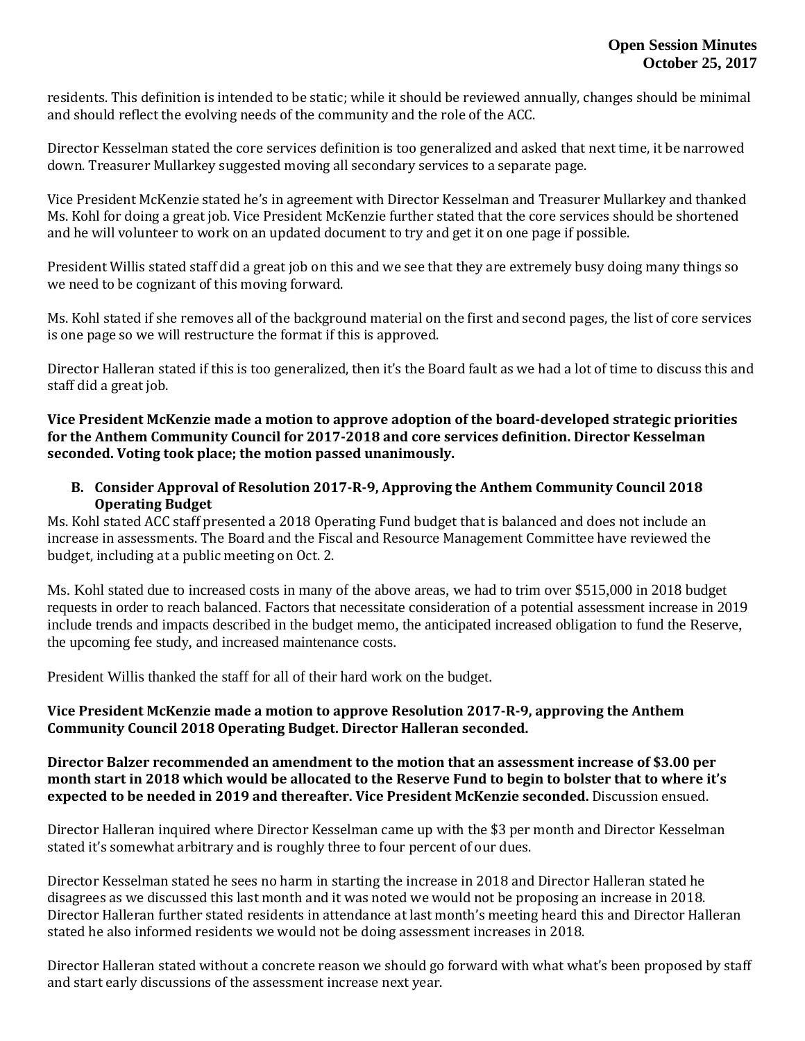residents. This definition is intended to be static; while it should be reviewed annually, changes should be minimal and should reflect the evolving needs of the community and the role of the ACC.

Director Kesselman stated the core services definition is too generalized and asked that next time, it be narrowed down. Treasurer Mullarkey suggested moving all secondary services to a separate page.

Vice President McKenzie stated he's in agreement with Director Kesselman and Treasurer Mullarkey and thanked Ms. Kohl for doing a great job. Vice President McKenzie further stated that the core services should be shortened and he will volunteer to work on an updated document to try and get it on one page if possible.

President Willis stated staff did a great job on this and we see that they are extremely busy doing many things so we need to be cognizant of this moving forward.

Ms. Kohl stated if she removes all of the background material on the first and second pages, the list of core services is one page so we will restructure the format if this is approved.

Director Halleran stated if this is too generalized, then it's the Board fault as we had a lot of time to discuss this and staff did a great job.

**Vice President McKenzie made a motion to approve adoption of the board-developed strategic priorities for the Anthem Community Council for 2017-2018 and core services definition. Director Kesselman seconded. Voting took place; the motion passed unanimously.**

**B. Consider Approval of Resolution 2017-R-9, Approving the Anthem Community Council 2018 Operating Budget**

Ms. Kohl stated ACC staff presented a 2018 Operating Fund budget that is balanced and does not include an increase in assessments. The Board and the Fiscal and Resource Management Committee have reviewed the budget, including at a public meeting on Oct. 2.

Ms. Kohl stated due to increased costs in many of the above areas, we had to trim over $515,000 in 2018 budget requests in order to reach balanced. Factors that necessitate consideration of a potential assessment increase in 2019 include trends and impacts described in the budget memo, the anticipated increased obligation to fund the Reserve, the upcoming fee study, and increased maintenance costs.

President Willis thanked the staff for all of their hard work on the budget.

**Vice President McKenzie made a motion to approve Resolution 2017-R-9, approving the Anthem Community Council 2018 Operating Budget. Director Halleran seconded.**

**Director Balzer recommended an amendment to the motion that an assessment increase of $3.00 per month start in 2018 which would be allocated to the Reserve Fund to begin to bolster that to where it's expected to be needed in 2019 and thereafter. Vice President McKenzie seconded.** Discussion ensued.

Director Halleran inquired where Director Kesselman came up with the $3 per month and Director Kesselman stated it's somewhat arbitrary and is roughly three to four percent of our dues.

Director Kesselman stated he sees no harm in starting the increase in 2018 and Director Halleran stated he disagrees as we discussed this last month and it was noted we would not be proposing an increase in 2018. Director Halleran further stated residents in attendance at last month's meeting heard this and Director Halleran stated he also informed residents we would not be doing assessment increases in 2018.

Director Halleran stated without a concrete reason we should go forward with what what's been proposed by staff and start early discussions of the assessment increase next year.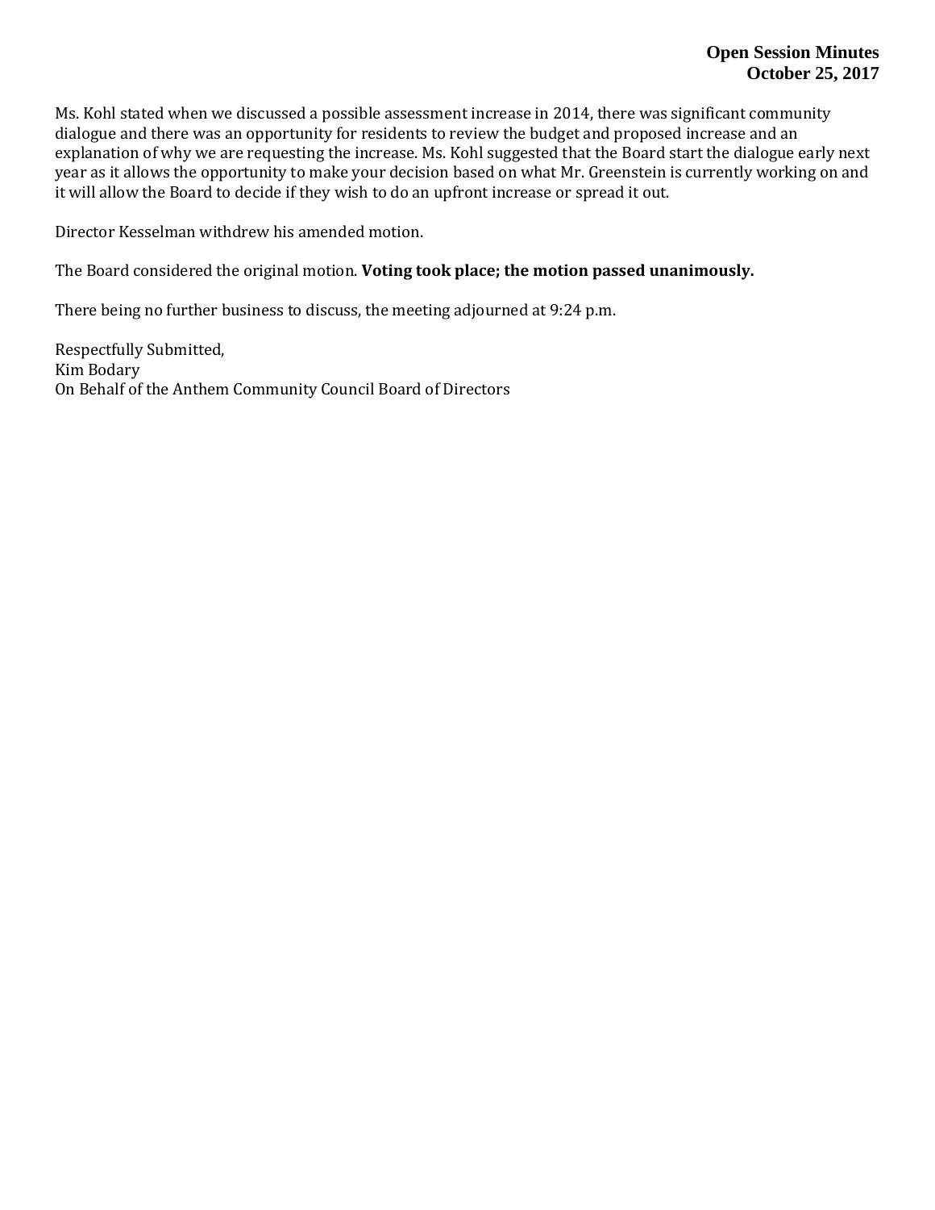Ms. Kohl stated when we discussed a possible assessment increase in 2014, there was significant community dialogue and there was an opportunity for residents to review the budget and proposed increase and an explanation of why we are requesting the increase. Ms. Kohl suggested that the Board start the dialogue early next year as it allows the opportunity to make your decision based on what Mr. Greenstein is currently working on and it will allow the Board to decide if they wish to do an upfront increase or spread it out.

Director Kesselman withdrew his amended motion.

The Board considered the original motion. **Voting took place; the motion passed unanimously.**

There being no further business to discuss, the meeting adjourned at 9:24 p.m.

Respectfully Submitted,
Kim Bodary
On Behalf of the Anthem Community Council Board of Directors